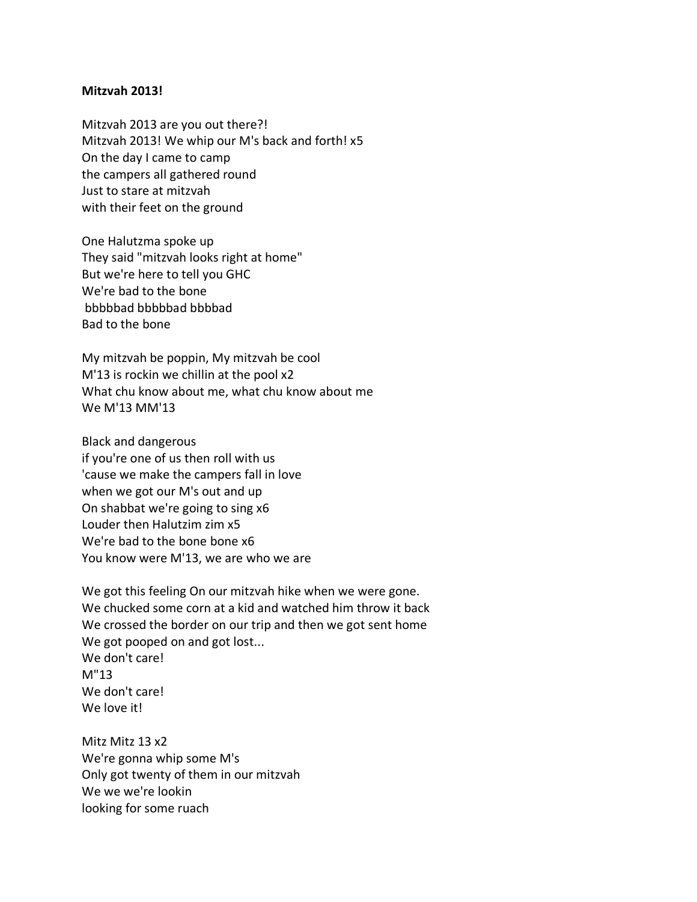**Mitzvah 2013!**

Mitzvah 2013 are you out there?!
Mitzvah 2013! We whip our M's back and forth! x5
On the day I came to camp
the campers all gathered round
Just to stare at mitzvah
with their feet on the ground

One Halutzma spoke up
They said "mitzvah looks right at home"
But we're here to tell you GHC
We're bad to the bone
bbbbbad bbbbbad bbbbad
Bad to the bone

My mitzvah be poppin, My mitzvah be cool
M'13 is rockin we chillin at the pool x2
What chu know about me, what chu know about me
We M'13 MM'13

Black and dangerous
if you're one of us then roll with us
'cause we make the campers fall in love
when we got our M's out and up
On shabbat we're going to sing x6
Louder then Halutzim zim x5
We're bad to the bone bone x6
You know were M'13, we are who we are

We got this feeling On our mitzvah hike when we were gone.
We chucked some corn at a kid and watched him throw it back
We crossed the border on our trip and then we got sent home
We got pooped on and got lost...
We don't care!
M"13
We don't care!
We love it!

Mitz Mitz 13 x2
We're gonna whip some M's
Only got twenty of them in our mitzvah
We we we're lookin
looking for some ruach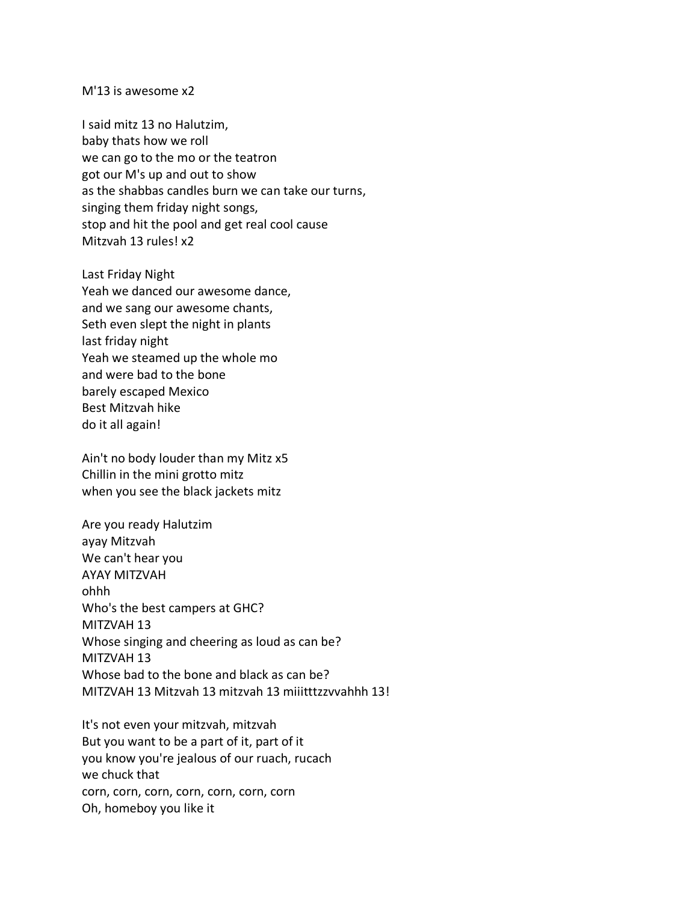M'13 is awesome x2

I said mitz 13 no Halutzim,
baby thats how we roll
we can go to the mo or the teatron
got our M's up and out to show
as the shabbas candles burn we can take our turns,
singing them friday night songs,
stop and hit the pool and get real cool cause
Mitzvah 13 rules! x2

Last Friday Night
Yeah we danced our awesome dance,
and we sang our awesome chants,
Seth even slept the night in plants
last friday night
Yeah we steamed up the whole mo
and were bad to the bone
barely escaped Mexico
Best Mitzvah hike
do it all again!

Ain't no body louder than my Mitz x5
Chillin in the mini grotto mitz
when you see the black jackets mitz

Are you ready Halutzim
ayay Mitzvah
We can't hear you
AYAY MITZVAH
ohhh
Who's the best campers at GHC?
MITZVAH 13
Whose singing and cheering as loud as can be?
MITZVAH 13
Whose bad to the bone and black as can be?
MITZVAH 13 Mitzvah 13 mitzvah 13 miiitttzzvvahhh 13!

It's not even your mitzvah, mitzvah
But you want to be a part of it, part of it
you know you're jealous of our ruach, rucach
we chuck that
corn, corn, corn, corn, corn, corn, corn
Oh, homeboy you like it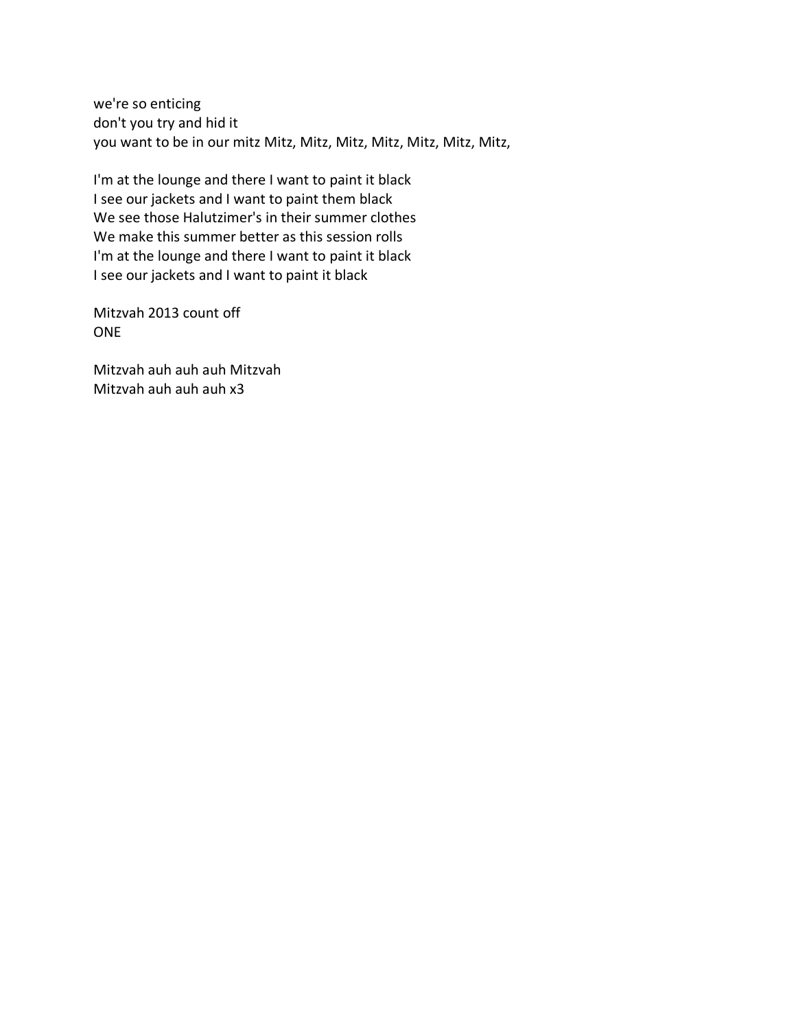we're so enticing
don't you try and hid it
you want to be in our mitz Mitz, Mitz, Mitz, Mitz, Mitz, Mitz, Mitz,

I'm at the lounge and there I want to paint it black
I see our jackets and I want to paint them black
We see those Halutzimer's in their summer clothes
We make this summer better as this session rolls
I'm at the lounge and there I want to paint it black
I see our jackets and I want to paint it black

Mitzvah 2013 count off
ONE

Mitzvah auh auh auh Mitzvah
Mitzvah auh auh auh x3